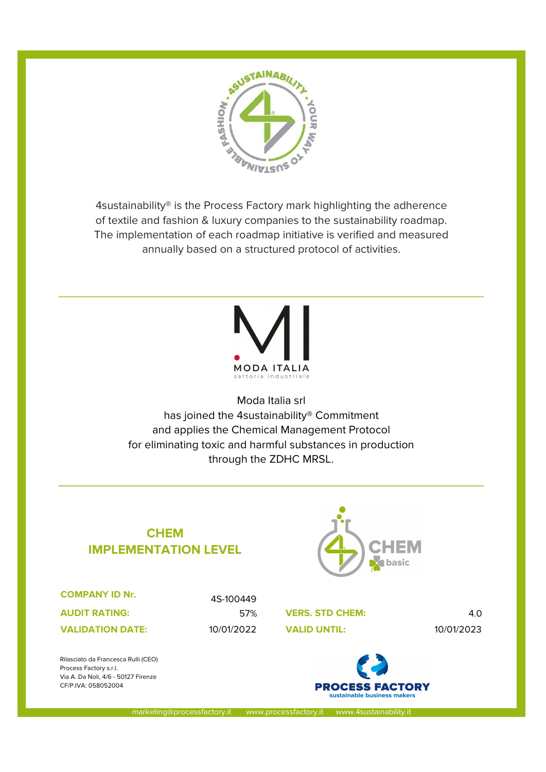4SUSTAINABILITY · YOUR WAY TO SUSTAINABLE FASHION

4sustainability® is the Process Factory mark highlighting the adherence of textile and fashion & luxury companies to the sustainability roadmap. The implementation of each roadmap initiative is verified and measured annually based on a structured protocol of activities.

---

MI
MODA ITALIA
sartoria industriale

Moda Italia srl
has joined the 4sustainability® Commitment
and applies the Chemical Management Protocol
for eliminating toxic and harmful substances in production
through the ZDHC MRSL.

---

## CHEM IMPLEMENTATION LEVEL

CHEM basic

| | | | |
|---|---|---|---|
| **COMPANY ID Nr.** | 4S-100449 | | |
| **AUDIT RATING:** | 57% | **VERS. STD CHEM:** | 4.0 |
| **VALIDATION DATE:** | 10/01/2022 | **VALID UNTIL:** | 10/01/2023 |

Rilasciato da Francesca Rulli (CEO)
Process Factory s.r.l.
Via A. Da Noli, 4/6 - 50127 Firenze
CF/P.IVA: 058052004

PROCESS FACTORY
sustainable business makers

marketing@processfactory.it www.processfactory.it www.4sustainability.it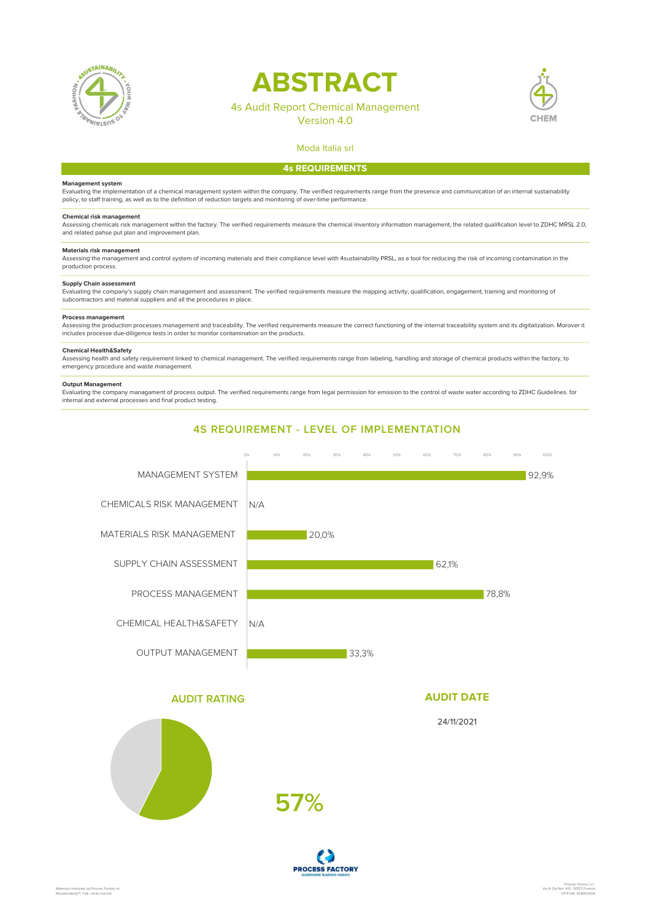# ABSTRACT

4s Audit Report Chemical Management
Version 4.0

Moda Italia srl

## 4s REQUIREMENTS

**Management system**
Evaluating the implementation of a chemical management system within the company. The verified requirements range from the presence and communication of an internal sustainability policy, to staff training, as well as to the definition of reduction targets and monitoring of over-time performance.

**Chemical risk management**
Assessing chemicals risk management within the factory. The verified requirements measure the chemical inventory information management, the related qualification level to ZDHC MRSL 2.0, and related pahse put plan and improvement plan.

**Materials risk management**
Assessing the management and control system of incoming materials and their compliance level with 4sustainability PRSL, as a tool for reducing the risk of incoming contamination in the production process.

**Supply Chain assessment**
Evaluating the company's supply chain management and assessment. The verified requirements measure the mapping activity, qualification, engagement, training and monitoring of subcontractors and material suppliers and all the procedures in place.

**Process management**
Assessing the production processes management and traceability. The verified requirements measure the correct functioning of the internal traceability system and its digitalization. Morover it includes processe due-diligence tests in order to monitor contamination on the products.

**Chemical Health&Safety**
Assessing health and safety requirement linked to chemical management. The verified requirements range from labeling, handling and storage of chemical products within the factory, to emergency procedure and waste management.

**Output Management**
Evaluating the company managament of process output. The verified requirements range from legal permission for emission to the control of waste water according to ZDHC Guidelines. for internal and external processes and final product testing.

## 4S REQUIREMENT - LEVEL OF IMPLEMENTATION

| Requirement | Level of implementation |
| --- | --- |
| MANAGEMENT SYSTEM | 92,9% |
| CHEMICALS RISK MANAGEMENT | N/A |
| MATERIALS RISK MANAGEMENT | 20,0% |
| SUPPLY CHAIN ASSESSMENT | 62,1% |
| PROCESS MANAGEMENT | 78,8% |
| CHEMICAL HEALTH&SAFETY | N/A |
| OUTPUT MANAGEMENT | 33,3% |

## AUDIT RATING

57%

## AUDIT DATE

24/11/2021

PROCESS FACTORY
sustainable business makers

Materiale realizzato da Process Factory srl (4sustainability®) Tutti i diritti riservati

Process Factory s.r.l.
Via A. Da Noli, 4/6 - 50127 Firenze
CF/P.IVA: 05805200​4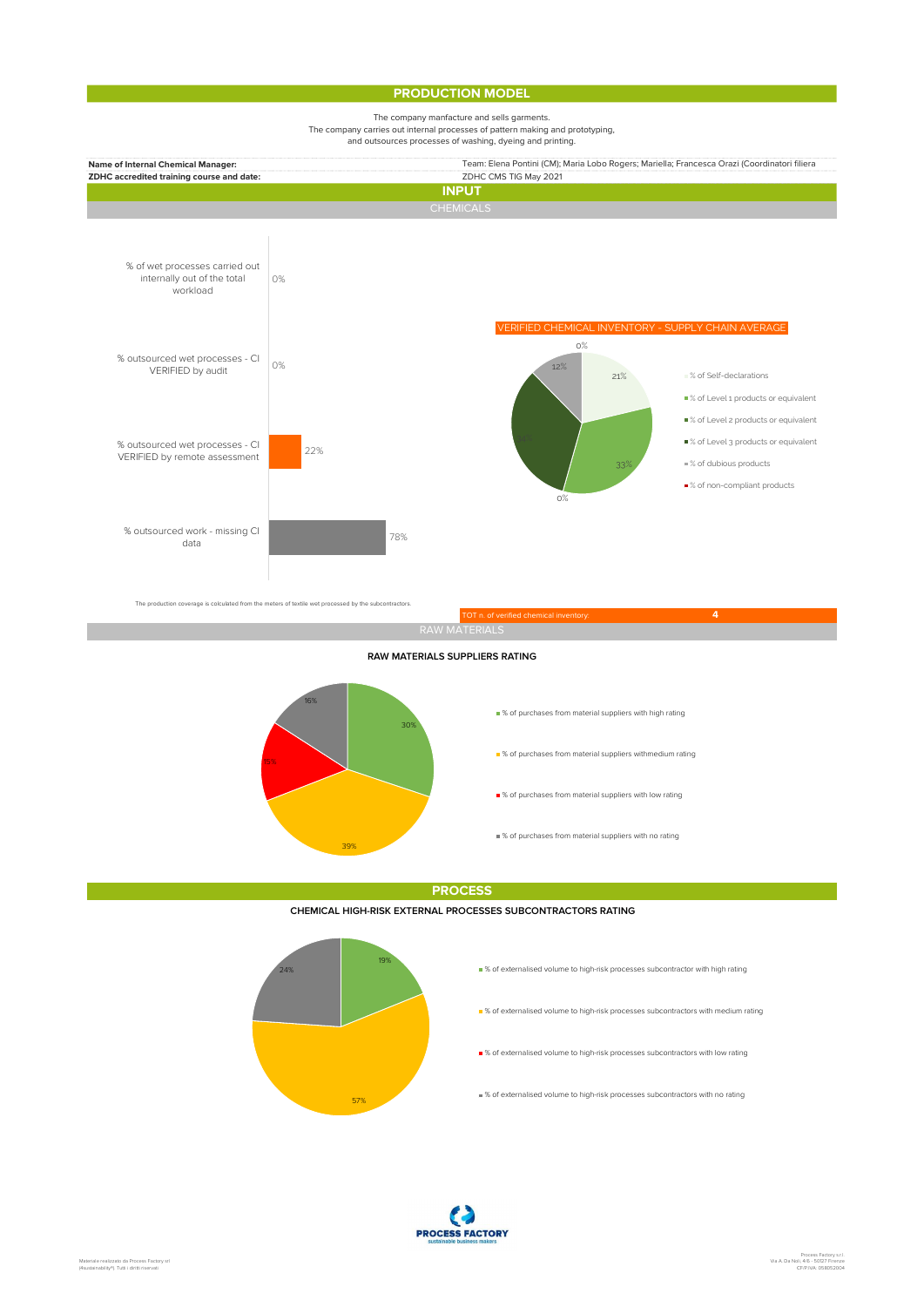## PRODUCTION MODEL

The company manfacture and sells garments.
The company carries out internal processes of pattern making and prototyping,
and outsources processes of washing, dyeing and printing.

| | |
|---|---|
| **Name of Internal Chemical Manager:** | Team: Elena Pontini (CM); Maria Lobo Rogers; Mariella; Francesca Orazi (Coordinatori filiera |
| **ZDHC accredited training course and date:** | ZDHC CMS TIG May 2021 |

## INPUT

### CHEMICALS

| | |
|---|---|
| % of wet processes carried out internally out of the total workload | 0% |
| % outsourced wet processes - CI VERIFIED by audit | 0% |
| % outsourced wet processes - CI VERIFIED by remote assessment | 22% |
| % outsourced work - missing CI data | 78% |

The production coverage is calculated from the meters of textile wet processed by the subcontractors.

**VERIFIED CHEMICAL INVENTORY - SUPPLY CHAIN AVERAGE**

| | |
|---|---|
| % of Self-declarations | 21% |
| % of Level 1 products or equivalent | 33% |
| % of Level 2 products or equivalent | 0% |
| % of Level 3 products or equivalent | |
| % of dubious products | 12% |
| % of non-compliant products | 0% |

TOT n. of verified chemical inventory: **4**

### RAW MATERIALS

**RAW MATERIALS SUPPLIERS RATING**

| | |
|---|---|
| % of purchases from material suppliers with high rating | 30% |
| % of purchases from material suppliers withmedium rating | 39% |
| % of purchases from material suppliers with low rating | 15% |
| % of purchases from material suppliers with no rating | 16% |

## PROCESS

**CHEMICAL HIGH-RISK EXTERNAL PROCESSES SUBCONTRACTORS RATING**

| | |
|---|---|
| % of externalised volume to high-risk processes subcontractor with high rating | 19% |
| % of externalised volume to high-risk processes subcontractors with medium rating | 57% |
| % of externalised volume to high-risk processes subcontractors with low rating | |
| % of externalised volume to high-risk processes subcontractors with no rating | 24% |

PROCESS FACTORY
sustainable business makers

Materiale realizzato da Process Factory srl
(4sustainability®) Tutti i diritti riservati

Process Factory s.r.l.
Via A. Da Noli, 4/6 - 50127 Firenze
CF/P.IVA 05805204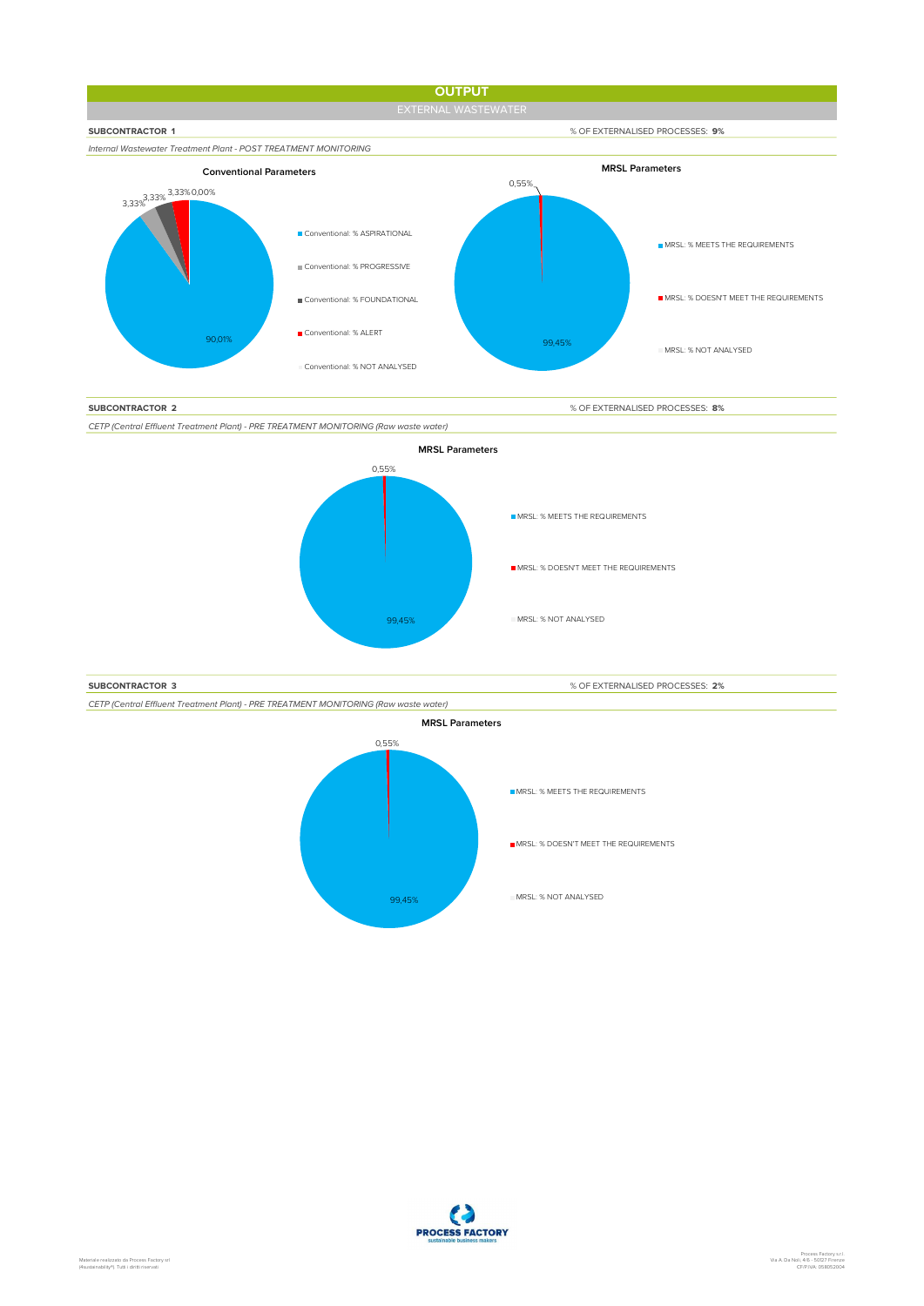# OUTPUT

## EXTERNAL WASTEWATER

**SUBCONTRACTOR 1** — % OF EXTERNALISED PROCESSES: **9%**

*Internal Wastewater Treatment Plant - POST TREATMENT MONITORING*

**Conventional Parameters**

3,33%
3,33%
3,33%
0,00%
90,01%

Conventional: % ASPIRATIONAL
Conventional: % PROGRESSIVE
Conventional: % FOUNDATIONAL
Conventional: % ALERT
Conventional: % NOT ANALYSED

**MRSL Parameters**

0,55%
99,45%

MRSL: % MEETS THE REQUIREMENTS
MRSL: % DOESN'T MEET THE REQUIREMENTS
MRSL: % NOT ANALYSED

**SUBCONTRACTOR 2** — % OF EXTERNALISED PROCESSES: **8%**

*CETP (Central Effluent Treatment Plant) - PRE TREATMENT MONITORING (Raw waste water)*

**MRSL Parameters**

0,55%
99,45%

MRSL: % MEETS THE REQUIREMENTS
MRSL: % DOESN'T MEET THE REQUIREMENTS
MRSL: % NOT ANALYSED

**SUBCONTRACTOR 3** — % OF EXTERNALISED PROCESSES: **2%**

*CETP (Central Effluent Treatment Plant) - PRE TREATMENT MONITORING (Raw waste water)*

**MRSL Parameters**

0,55%
99,45%

MRSL: % MEETS THE REQUIREMENTS
MRSL: % DOESN'T MEET THE REQUIREMENTS
MRSL: % NOT ANALYSED

PROCESS FACTORY
sustainable business makers

Materiale realizzato da Process Factory srl
(#sustainability®) Tutti i diritti riservati

Process Factory s.r.l.
Via A. Da Noli, 4/6 - 50127 Firenze
CF/P.IVA: 05805200048